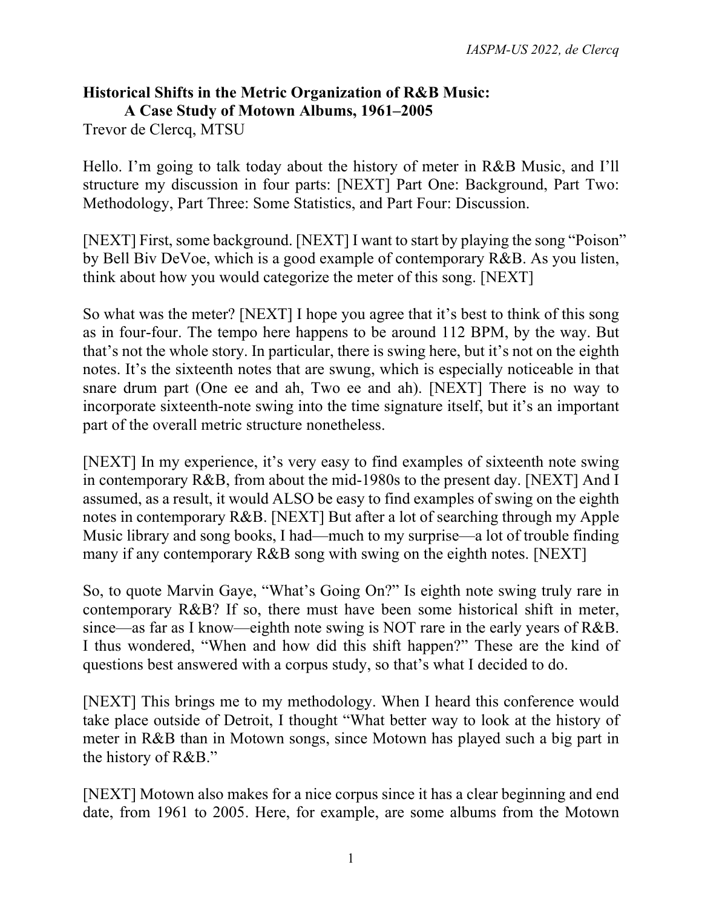**Historical Shifts in the Metric Organization of R&B Music: A Case Study of Motown Albums, 1961–2005**

Trevor de Clercq, MTSU

Hello. I'm going to talk today about the history of meter in R&B Music, and I'll structure my discussion in four parts: [NEXT] Part One: Background, Part Two: Methodology, Part Three: Some Statistics, and Part Four: Discussion.

[NEXT] First, some background. [NEXT] I want to start by playing the song "Poison" by Bell Biv DeVoe, which is a good example of contemporary R&B. As you listen, think about how you would categorize the meter of this song. [NEXT]

So what was the meter? [NEXT] I hope you agree that it's best to think of this song as in four-four. The tempo here happens to be around 112 BPM, by the way. But that's not the whole story. In particular, there is swing here, but it's not on the eighth notes. It's the sixteenth notes that are swung, which is especially noticeable in that snare drum part (One ee and ah, Two ee and ah). [NEXT] There is no way to incorporate sixteenth-note swing into the time signature itself, but it's an important part of the overall metric structure nonetheless.

[NEXT] In my experience, it's very easy to find examples of sixteenth note swing in contemporary R&B, from about the mid-1980s to the present day. [NEXT] And I assumed, as a result, it would ALSO be easy to find examples of swing on the eighth notes in contemporary R&B. [NEXT] But after a lot of searching through my Apple Music library and song books, I had—much to my surprise—a lot of trouble finding many if any contemporary R&B song with swing on the eighth notes. [NEXT]

So, to quote Marvin Gaye, "What's Going On?" Is eighth note swing truly rare in contemporary R&B? If so, there must have been some historical shift in meter, since—as far as I know—eighth note swing is NOT rare in the early years of R&B. I thus wondered, "When and how did this shift happen?" These are the kind of questions best answered with a corpus study, so that's what I decided to do.

[NEXT] This brings me to my methodology. When I heard this conference would take place outside of Detroit, I thought "What better way to look at the history of meter in R&B than in Motown songs, since Motown has played such a big part in the history of R&B."

[NEXT] Motown also makes for a nice corpus since it has a clear beginning and end date, from 1961 to 2005. Here, for example, are some albums from the Motown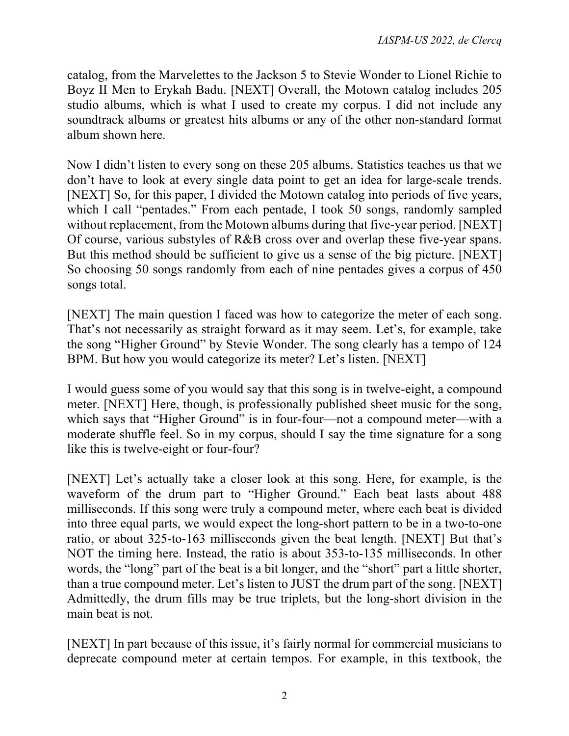catalog, from the Marvelettes to the Jackson 5 to Stevie Wonder to Lionel Richie to Boyz II Men to Erykah Badu. [NEXT] Overall, the Motown catalog includes 205 studio albums, which is what I used to create my corpus. I did not include any soundtrack albums or greatest hits albums or any of the other non-standard format album shown here.

Now I didn't listen to every song on these 205 albums. Statistics teaches us that we don't have to look at every single data point to get an idea for large-scale trends. [NEXT] So, for this paper, I divided the Motown catalog into periods of five years, which I call "pentades." From each pentade, I took 50 songs, randomly sampled without replacement, from the Motown albums during that five-year period. [NEXT] Of course, various substyles of R&B cross over and overlap these five-year spans. But this method should be sufficient to give us a sense of the big picture. [NEXT] So choosing 50 songs randomly from each of nine pentades gives a corpus of 450 songs total.

[NEXT] The main question I faced was how to categorize the meter of each song. That's not necessarily as straight forward as it may seem. Let's, for example, take the song "Higher Ground" by Stevie Wonder. The song clearly has a tempo of 124 BPM. But how you would categorize its meter? Let's listen. [NEXT]

I would guess some of you would say that this song is in twelve-eight, a compound meter. [NEXT] Here, though, is professionally published sheet music for the song, which says that "Higher Ground" is in four-four—not a compound meter—with a moderate shuffle feel. So in my corpus, should I say the time signature for a song like this is twelve-eight or four-four?

[NEXT] Let's actually take a closer look at this song. Here, for example, is the waveform of the drum part to "Higher Ground." Each beat lasts about 488 milliseconds. If this song were truly a compound meter, where each beat is divided into three equal parts, we would expect the long-short pattern to be in a two-to-one ratio, or about 325-to-163 milliseconds given the beat length. [NEXT] But that's NOT the timing here. Instead, the ratio is about 353-to-135 milliseconds. In other words, the "long" part of the beat is a bit longer, and the "short" part a little shorter, than a true compound meter. Let's listen to JUST the drum part of the song. [NEXT] Admittedly, the drum fills may be true triplets, but the long-short division in the main beat is not.

[NEXT] In part because of this issue, it's fairly normal for commercial musicians to deprecate compound meter at certain tempos. For example, in this textbook, the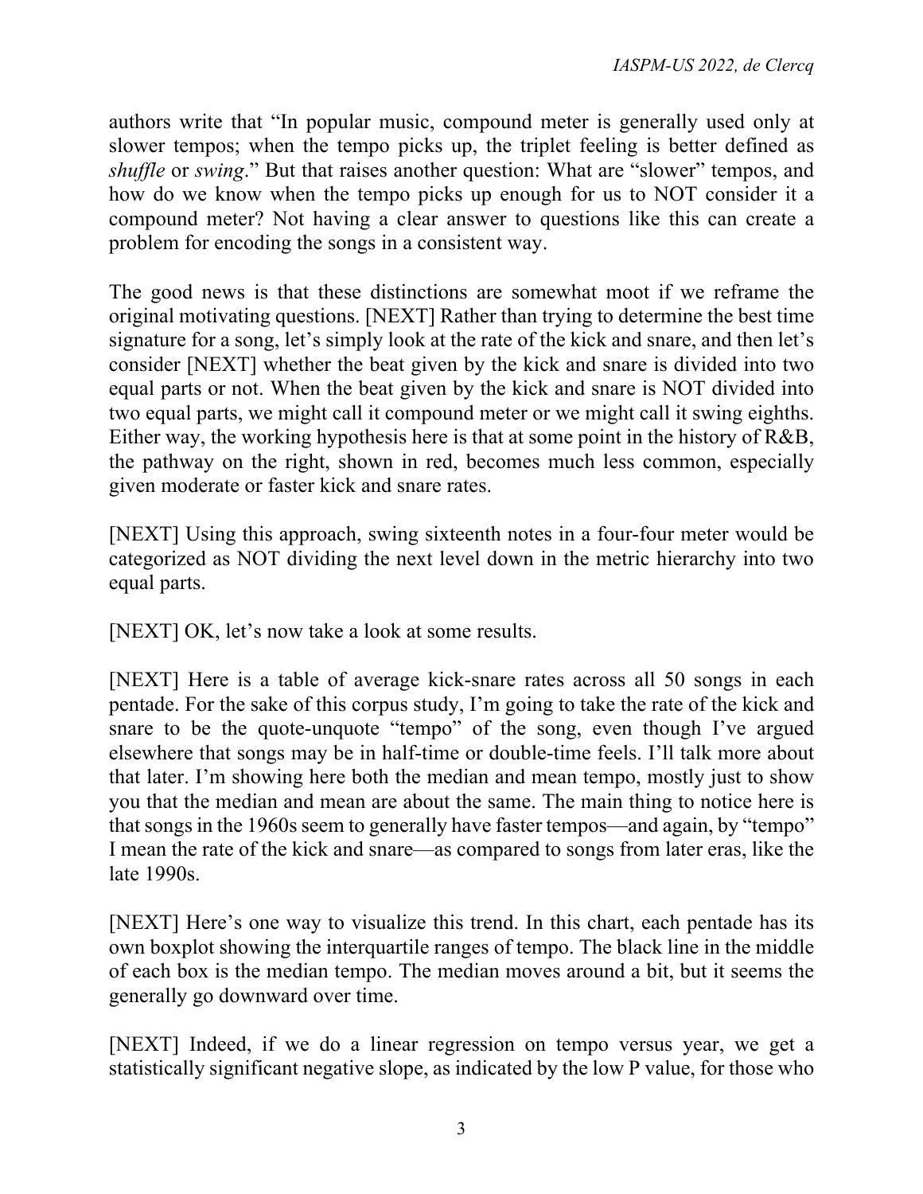authors write that "In popular music, compound meter is generally used only at slower tempos; when the tempo picks up, the triplet feeling is better defined as *shuffle* or *swing*." But that raises another question: What are "slower" tempos, and how do we know when the tempo picks up enough for us to NOT consider it a compound meter? Not having a clear answer to questions like this can create a problem for encoding the songs in a consistent way.

The good news is that these distinctions are somewhat moot if we reframe the original motivating questions. [NEXT] Rather than trying to determine the best time signature for a song, let's simply look at the rate of the kick and snare, and then let's consider [NEXT] whether the beat given by the kick and snare is divided into two equal parts or not. When the beat given by the kick and snare is NOT divided into two equal parts, we might call it compound meter or we might call it swing eighths. Either way, the working hypothesis here is that at some point in the history of R&B, the pathway on the right, shown in red, becomes much less common, especially given moderate or faster kick and snare rates.

[NEXT] Using this approach, swing sixteenth notes in a four-four meter would be categorized as NOT dividing the next level down in the metric hierarchy into two equal parts.

[NEXT] OK, let's now take a look at some results.

[NEXT] Here is a table of average kick-snare rates across all 50 songs in each pentade. For the sake of this corpus study, I'm going to take the rate of the kick and snare to be the quote-unquote "tempo" of the song, even though I've argued elsewhere that songs may be in half-time or double-time feels. I'll talk more about that later. I'm showing here both the median and mean tempo, mostly just to show you that the median and mean are about the same. The main thing to notice here is that songs in the 1960s seem to generally have faster tempos—and again, by "tempo" I mean the rate of the kick and snare—as compared to songs from later eras, like the late 1990s.

[NEXT] Here's one way to visualize this trend. In this chart, each pentade has its own boxplot showing the interquartile ranges of tempo. The black line in the middle of each box is the median tempo. The median moves around a bit, but it seems the generally go downward over time.

[NEXT] Indeed, if we do a linear regression on tempo versus year, we get a statistically significant negative slope, as indicated by the low P value, for those who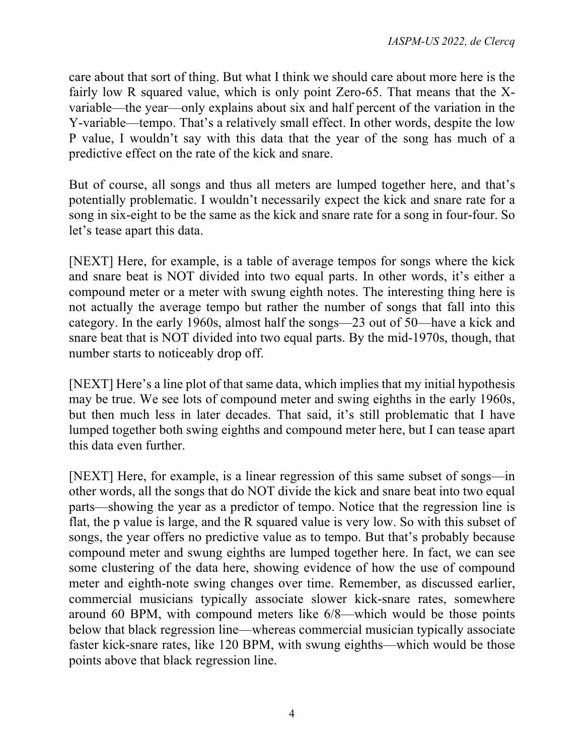care about that sort of thing. But what I think we should care about more here is the fairly low R squared value, which is only point Zero-65. That means that the X-variable—the year—only explains about six and half percent of the variation in the Y-variable—tempo. That's a relatively small effect. In other words, despite the low P value, I wouldn't say with this data that the year of the song has much of a predictive effect on the rate of the kick and snare.

But of course, all songs and thus all meters are lumped together here, and that's potentially problematic. I wouldn't necessarily expect the kick and snare rate for a song in six-eight to be the same as the kick and snare rate for a song in four-four. So let's tease apart this data.

[NEXT] Here, for example, is a table of average tempos for songs where the kick and snare beat is NOT divided into two equal parts. In other words, it's either a compound meter or a meter with swung eighth notes. The interesting thing here is not actually the average tempo but rather the number of songs that fall into this category. In the early 1960s, almost half the songs—23 out of 50—have a kick and snare beat that is NOT divided into two equal parts. By the mid-1970s, though, that number starts to noticeably drop off.

[NEXT] Here's a line plot of that same data, which implies that my initial hypothesis may be true. We see lots of compound meter and swing eighths in the early 1960s, but then much less in later decades. That said, it's still problematic that I have lumped together both swing eighths and compound meter here, but I can tease apart this data even further.

[NEXT] Here, for example, is a linear regression of this same subset of songs—in other words, all the songs that do NOT divide the kick and snare beat into two equal parts—showing the year as a predictor of tempo. Notice that the regression line is flat, the p value is large, and the R squared value is very low. So with this subset of songs, the year offers no predictive value as to tempo. But that's probably because compound meter and swung eighths are lumped together here. In fact, we can see some clustering of the data here, showing evidence of how the use of compound meter and eighth-note swing changes over time. Remember, as discussed earlier, commercial musicians typically associate slower kick-snare rates, somewhere around 60 BPM, with compound meters like 6/8—which would be those points below that black regression line—whereas commercial musician typically associate faster kick-snare rates, like 120 BPM, with swung eighths—which would be those points above that black regression line.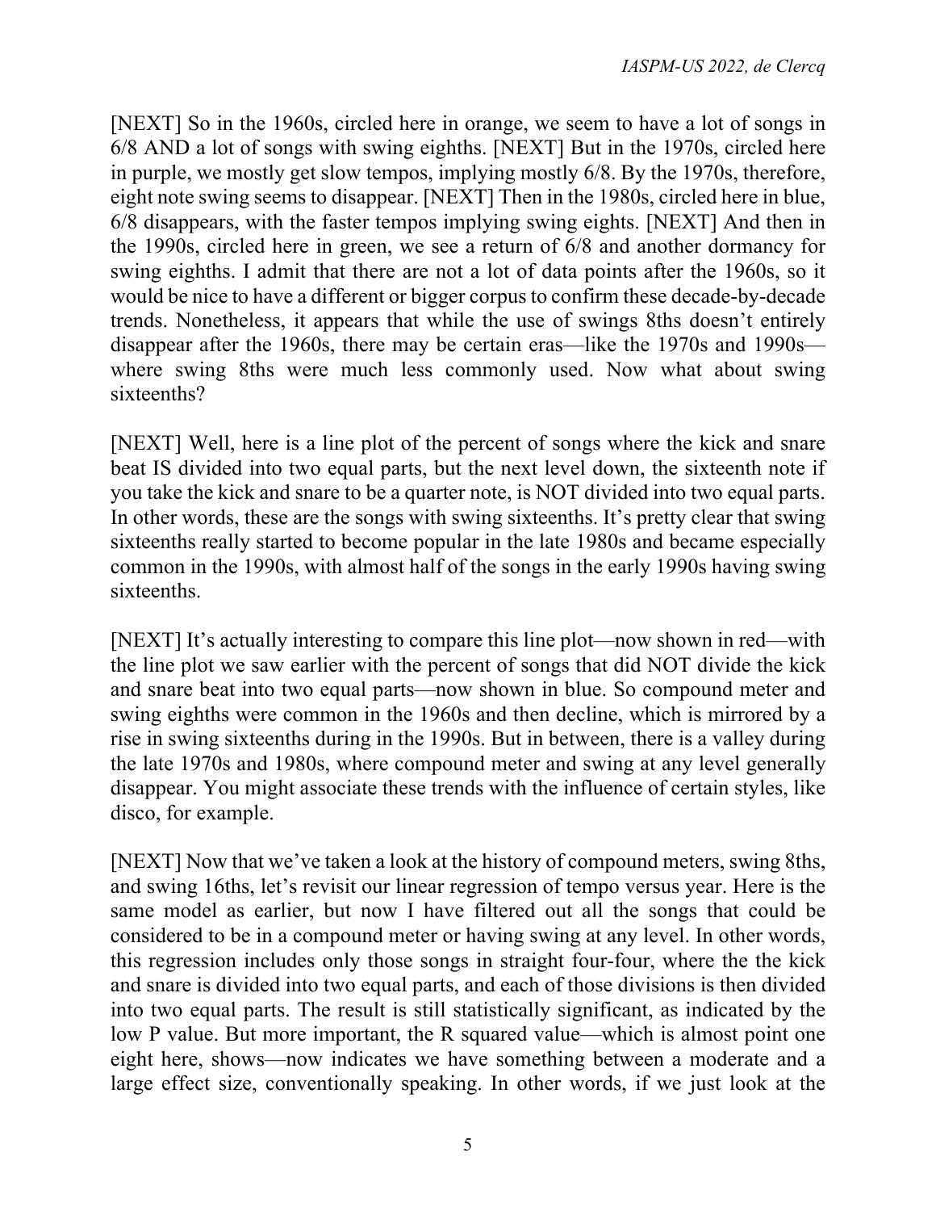[NEXT] So in the 1960s, circled here in orange, we seem to have a lot of songs in 6/8 AND a lot of songs with swing eighths. [NEXT] But in the 1970s, circled here in purple, we mostly get slow tempos, implying mostly 6/8. By the 1970s, therefore, eight note swing seems to disappear. [NEXT] Then in the 1980s, circled here in blue, 6/8 disappears, with the faster tempos implying swing eights. [NEXT] And then in the 1990s, circled here in green, we see a return of 6/8 and another dormancy for swing eighths. I admit that there are not a lot of data points after the 1960s, so it would be nice to have a different or bigger corpus to confirm these decade-by-decade trends. Nonetheless, it appears that while the use of swings 8ths doesn't entirely disappear after the 1960s, there may be certain eras—like the 1970s and 1990s—where swing 8ths were much less commonly used. Now what about swing sixteenths?

[NEXT] Well, here is a line plot of the percent of songs where the kick and snare beat IS divided into two equal parts, but the next level down, the sixteenth note if you take the kick and snare to be a quarter note, is NOT divided into two equal parts. In other words, these are the songs with swing sixteenths. It's pretty clear that swing sixteenths really started to become popular in the late 1980s and became especially common in the 1990s, with almost half of the songs in the early 1990s having swing sixteenths.

[NEXT] It's actually interesting to compare this line plot—now shown in red—with the line plot we saw earlier with the percent of songs that did NOT divide the kick and snare beat into two equal parts—now shown in blue. So compound meter and swing eighths were common in the 1960s and then decline, which is mirrored by a rise in swing sixteenths during in the 1990s. But in between, there is a valley during the late 1970s and 1980s, where compound meter and swing at any level generally disappear. You might associate these trends with the influence of certain styles, like disco, for example.

[NEXT] Now that we've taken a look at the history of compound meters, swing 8ths, and swing 16ths, let's revisit our linear regression of tempo versus year. Here is the same model as earlier, but now I have filtered out all the songs that could be considered to be in a compound meter or having swing at any level. In other words, this regression includes only those songs in straight four-four, where the the kick and snare is divided into two equal parts, and each of those divisions is then divided into two equal parts. The result is still statistically significant, as indicated by the low P value. But more important, the R squared value—which is almost point one eight here, shows—now indicates we have something between a moderate and a large effect size, conventionally speaking. In other words, if we just look at the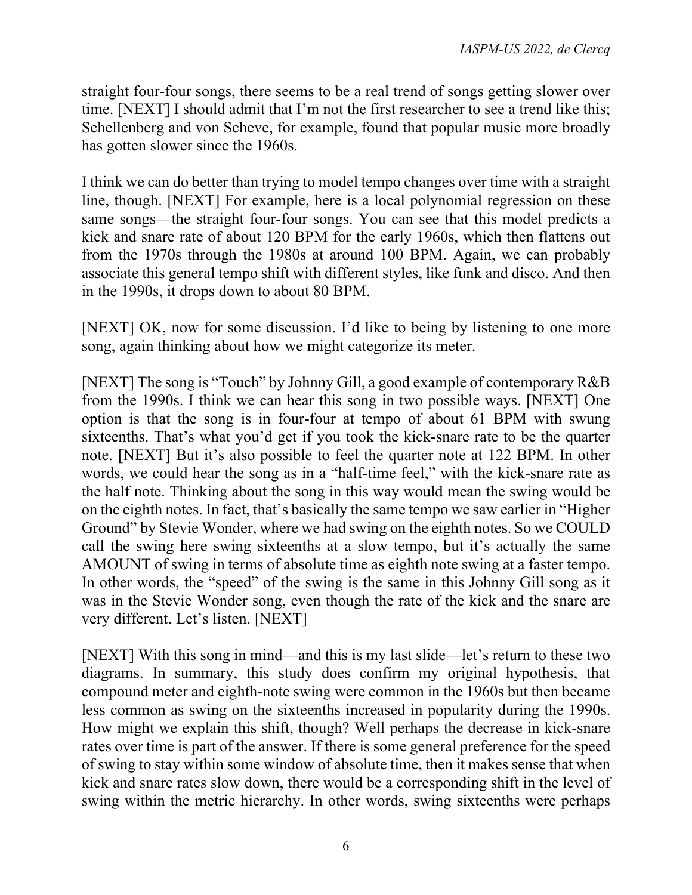straight four-four songs, there seems to be a real trend of songs getting slower over time. [NEXT] I should admit that I'm not the first researcher to see a trend like this; Schellenberg and von Scheve, for example, found that popular music more broadly has gotten slower since the 1960s.

I think we can do better than trying to model tempo changes over time with a straight line, though. [NEXT] For example, here is a local polynomial regression on these same songs—the straight four-four songs. You can see that this model predicts a kick and snare rate of about 120 BPM for the early 1960s, which then flattens out from the 1970s through the 1980s at around 100 BPM. Again, we can probably associate this general tempo shift with different styles, like funk and disco. And then in the 1990s, it drops down to about 80 BPM.

[NEXT] OK, now for some discussion. I'd like to being by listening to one more song, again thinking about how we might categorize its meter.

[NEXT] The song is "Touch" by Johnny Gill, a good example of contemporary R&B from the 1990s. I think we can hear this song in two possible ways. [NEXT] One option is that the song is in four-four at tempo of about 61 BPM with swung sixteenths. That's what you'd get if you took the kick-snare rate to be the quarter note. [NEXT] But it's also possible to feel the quarter note at 122 BPM. In other words, we could hear the song as in a "half-time feel," with the kick-snare rate as the half note. Thinking about the song in this way would mean the swing would be on the eighth notes. In fact, that's basically the same tempo we saw earlier in "Higher Ground" by Stevie Wonder, where we had swing on the eighth notes. So we COULD call the swing here swing sixteenths at a slow tempo, but it's actually the same AMOUNT of swing in terms of absolute time as eighth note swing at a faster tempo. In other words, the "speed" of the swing is the same in this Johnny Gill song as it was in the Stevie Wonder song, even though the rate of the kick and the snare are very different. Let's listen. [NEXT]

[NEXT] With this song in mind—and this is my last slide—let's return to these two diagrams. In summary, this study does confirm my original hypothesis, that compound meter and eighth-note swing were common in the 1960s but then became less common as swing on the sixteenths increased in popularity during the 1990s. How might we explain this shift, though? Well perhaps the decrease in kick-snare rates over time is part of the answer. If there is some general preference for the speed of swing to stay within some window of absolute time, then it makes sense that when kick and snare rates slow down, there would be a corresponding shift in the level of swing within the metric hierarchy. In other words, swing sixteenths were perhaps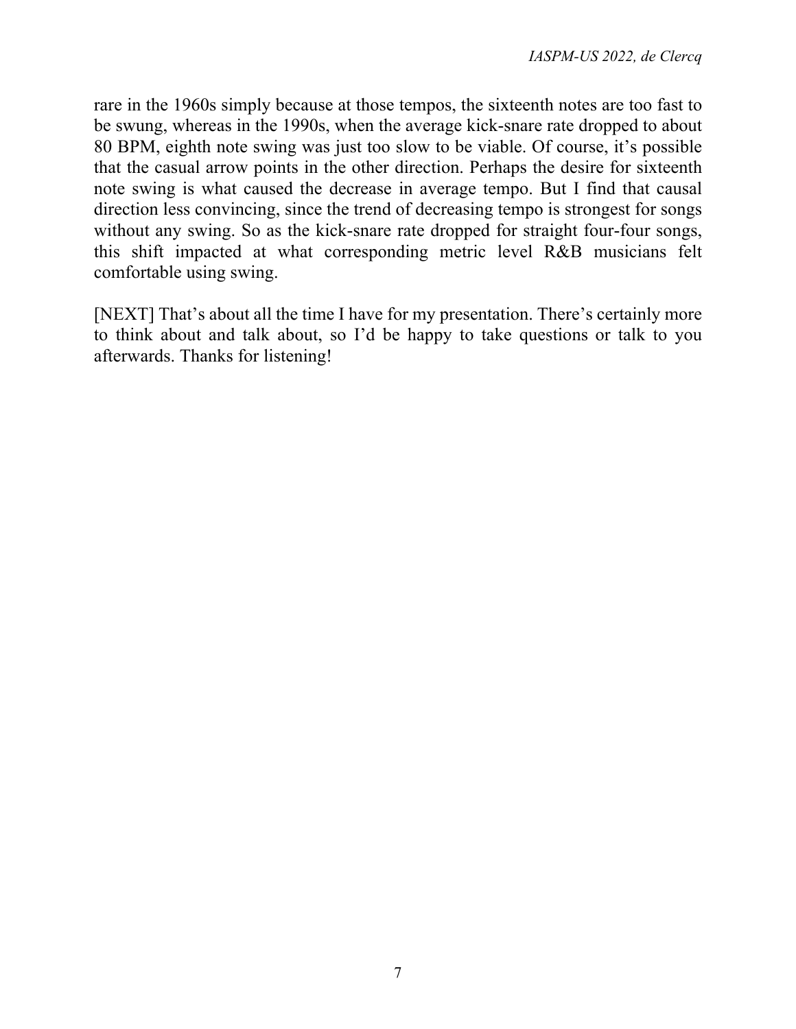rare in the 1960s simply because at those tempos, the sixteenth notes are too fast to be swung, whereas in the 1990s, when the average kick-snare rate dropped to about 80 BPM, eighth note swing was just too slow to be viable. Of course, it's possible that the casual arrow points in the other direction. Perhaps the desire for sixteenth note swing is what caused the decrease in average tempo. But I find that causal direction less convincing, since the trend of decreasing tempo is strongest for songs without any swing. So as the kick-snare rate dropped for straight four-four songs, this shift impacted at what corresponding metric level R&B musicians felt comfortable using swing.

[NEXT] That's about all the time I have for my presentation. There's certainly more to think about and talk about, so I'd be happy to take questions or talk to you afterwards. Thanks for listening!